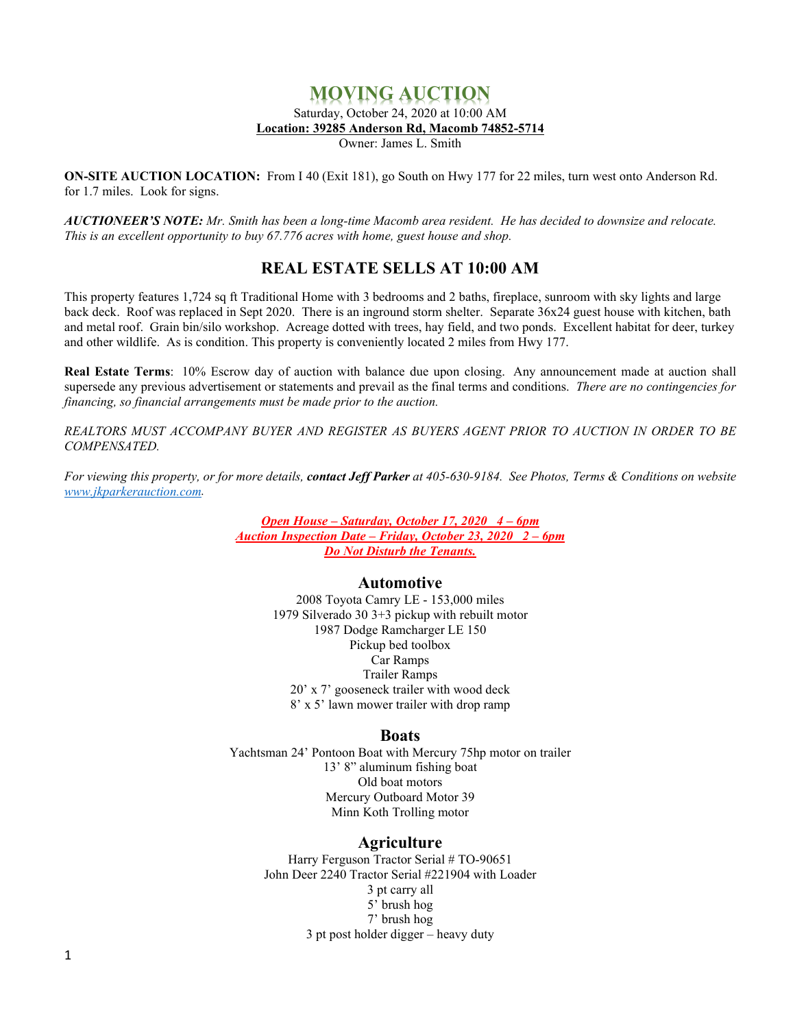# MOVING AUCTION

Saturday, October 24, 2020 at 10:00 AM
**Location: 39285 Anderson Rd, Macomb 74852-5714**
Owner: James L. Smith

**ON-SITE AUCTION LOCATION:** From I 40 (Exit 181), go South on Hwy 177 for 22 miles, turn west onto Anderson Rd. for 1.7 miles. Look for signs.

***AUCTIONEER'S NOTE:*** *Mr. Smith has been a long-time Macomb area resident. He has decided to downsize and relocate. This is an excellent opportunity to buy 67.776 acres with home, guest house and shop.*

## REAL ESTATE SELLS AT 10:00 AM

This property features 1,724 sq ft Traditional Home with 3 bedrooms and 2 baths, fireplace, sunroom with sky lights and large back deck. Roof was replaced in Sept 2020. There is an inground storm shelter. Separate 36x24 guest house with kitchen, bath and metal roof. Grain bin/silo workshop. Acreage dotted with trees, hay field, and two ponds. Excellent habitat for deer, turkey and other wildlife. As is condition. This property is conveniently located 2 miles from Hwy 177.

**Real Estate Terms**: 10% Escrow day of auction with balance due upon closing. Any announcement made at auction shall supersede any previous advertisement or statements and prevail as the final terms and conditions. *There are no contingencies for financing, so financial arrangements must be made prior to the auction.*

*REALTORS MUST ACCOMPANY BUYER AND REGISTER AS BUYERS AGENT PRIOR TO AUCTION IN ORDER TO BE COMPENSATED.*

*For viewing this property, or for more details, **contact Jeff Parker** at 405-630-9184. See Photos, Terms & Conditions on website [www.jkparkerauction.com](http://www.jkparkerauction.com).*

***Open House – Saturday, October 17, 2020 4 – 6pm***
***Auction Inspection Date – Friday, October 23, 2020 2 – 6pm***
***Do Not Disturb the Tenants.***

### Automotive

2008 Toyota Camry LE - 153,000 miles
1979 Silverado 30 3+3 pickup with rebuilt motor
1987 Dodge Ramcharger LE 150
Pickup bed toolbox
Car Ramps
Trailer Ramps
20' x 7' gooseneck trailer with wood deck
8' x 5' lawn mower trailer with drop ramp

### Boats

Yachtsman 24' Pontoon Boat with Mercury 75hp motor on trailer
13' 8" aluminum fishing boat
Old boat motors
Mercury Outboard Motor 39
Minn Koth Trolling motor

### Agriculture

Harry Ferguson Tractor Serial # TO-90651
John Deer 2240 Tractor Serial #221904 with Loader
3 pt carry all
5' brush hog
7' brush hog
3 pt post holder digger – heavy duty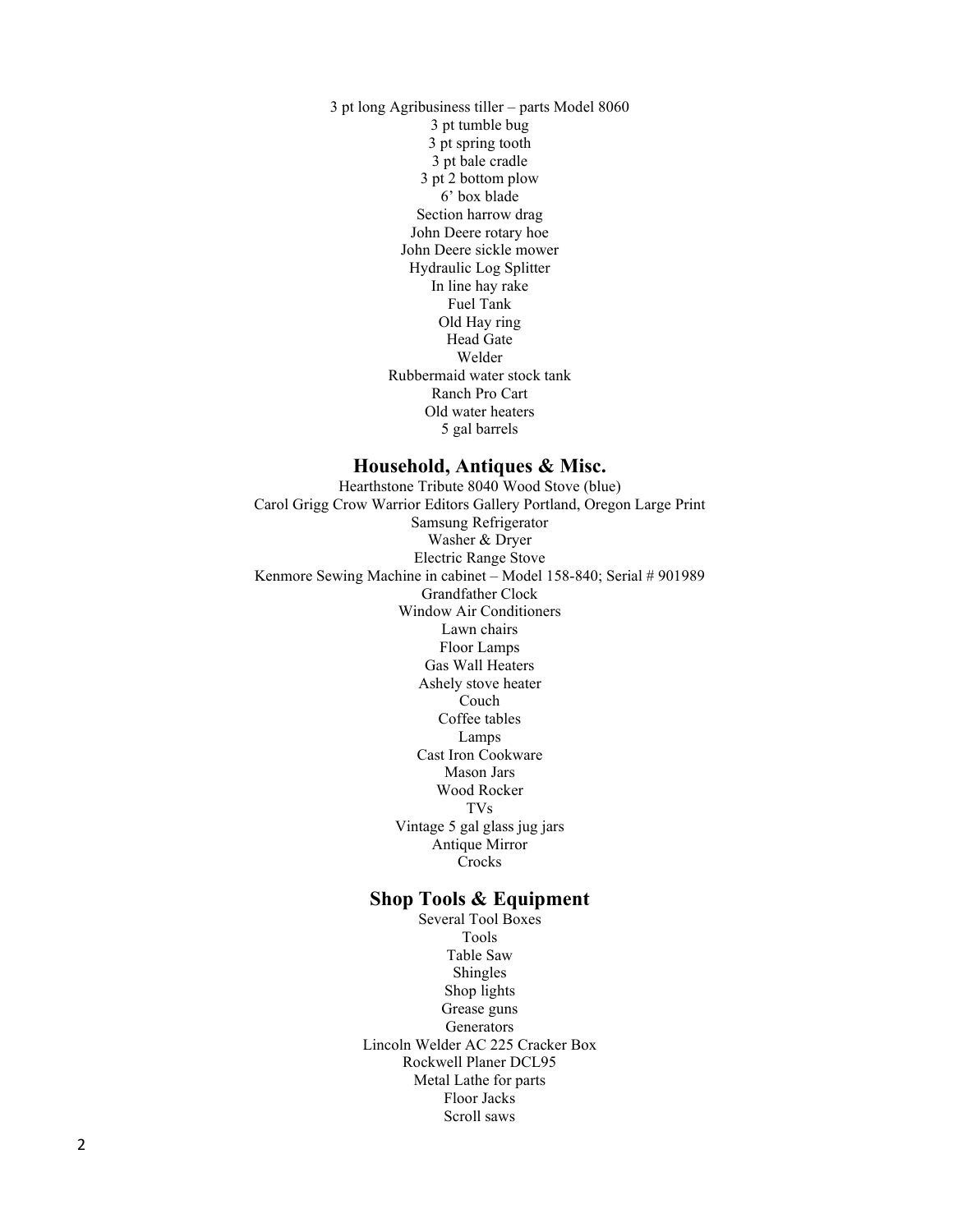3 pt long Agribusiness tiller – parts Model 8060
3 pt tumble bug
3 pt spring tooth
3 pt bale cradle
3 pt 2 bottom plow
6' box blade
Section harrow drag
John Deere rotary hoe
John Deere sickle mower
Hydraulic Log Splitter
In line hay rake
Fuel Tank
Old Hay ring
Head Gate
Welder
Rubbermaid water stock tank
Ranch Pro Cart
Old water heaters
5 gal barrels

## Household, Antiques & Misc.

Hearthstone Tribute 8040 Wood Stove (blue)
Carol Grigg Crow Warrior Editors Gallery Portland, Oregon Large Print
Samsung Refrigerator
Washer & Dryer
Electric Range Stove
Kenmore Sewing Machine in cabinet – Model 158-840; Serial # 901989
Grandfather Clock
Window Air Conditioners
Lawn chairs
Floor Lamps
Gas Wall Heaters
Ashely stove heater
Couch
Coffee tables
Lamps
Cast Iron Cookware
Mason Jars
Wood Rocker
TVs
Vintage 5 gal glass jug jars
Antique Mirror
Crocks

## Shop Tools & Equipment

Several Tool Boxes
Tools
Table Saw
Shingles
Shop lights
Grease guns
Generators
Lincoln Welder AC 225 Cracker Box
Rockwell Planer DCL95
Metal Lathe for parts
Floor Jacks
Scroll saws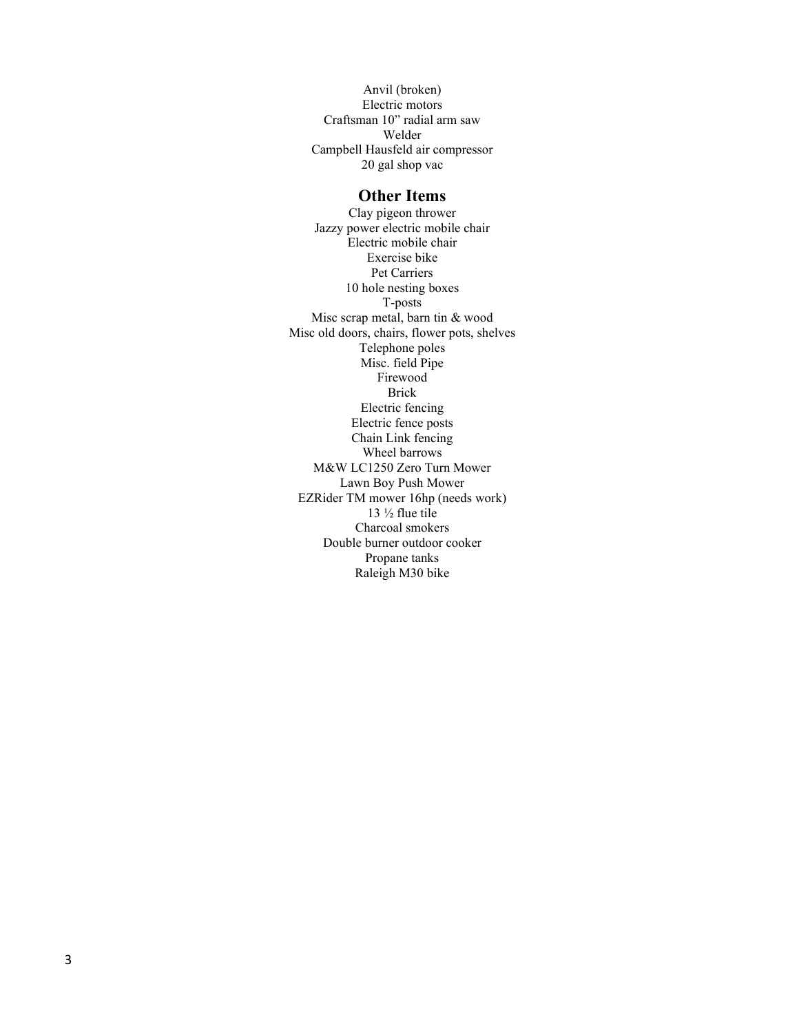Anvil (broken)
Electric motors
Craftsman 10" radial arm saw
Welder
Campbell Hausfeld air compressor
20 gal shop vac

## Other Items

Clay pigeon thrower
Jazzy power electric mobile chair
Electric mobile chair
Exercise bike
Pet Carriers
10 hole nesting boxes
T-posts
Misc scrap metal, barn tin & wood
Misc old doors, chairs, flower pots, shelves
Telephone poles
Misc. field Pipe
Firewood
Brick
Electric fencing
Electric fence posts
Chain Link fencing
Wheel barrows
M&W LC1250 Zero Turn Mower
Lawn Boy Push Mower
EZRider TM mower 16hp (needs work)
13 ½ flue tile
Charcoal smokers
Double burner outdoor cooker
Propane tanks
Raleigh M30 bike